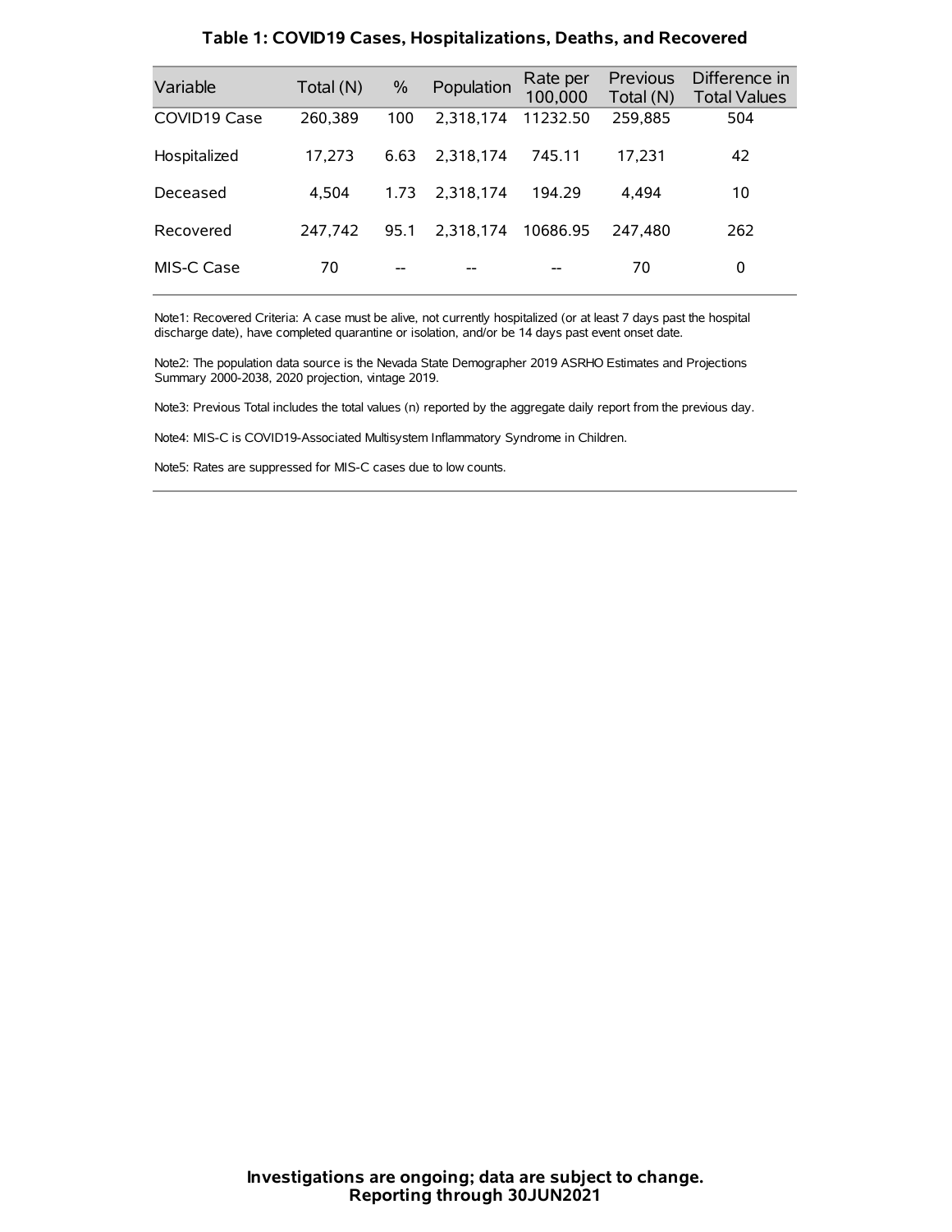## Table 1: COVID19 Cases, Hospitalizations, Deaths, and Recovered

| Variable | Total (N) | % | Population | Rate per 100,000 | Previous Total (N) | Difference in Total Values |
|---|---|---|---|---|---|---|
| COVID19 Case | 260,389 | 100 | 2,318,174 | 11232.50 | 259,885 | 504 |
| Hospitalized | 17,273 | 6.63 | 2,318,174 | 745.11 | 17,231 | 42 |
| Deceased | 4,504 | 1.73 | 2,318,174 | 194.29 | 4,494 | 10 |
| Recovered | 247,742 | 95.1 | 2,318,174 | 10686.95 | 247,480 | 262 |
| MIS-C Case | 70 | -- | -- | -- | 70 | 0 |

Note1: Recovered Criteria: A case must be alive, not currently hospitalized (or at least 7 days past the hospital discharge date), have completed quarantine or isolation, and/or be 14 days past event onset date.

Note2: The population data source is the Nevada State Demographer 2019 ASRHO Estimates and Projections Summary 2000-2038, 2020 projection, vintage 2019.

Note3: Previous Total includes the total values (n) reported by the aggregate daily report from the previous day.

Note4: MIS-C is COVID19-Associated Multisystem Inflammatory Syndrome in Children.

Note5: Rates are suppressed for MIS-C cases due to low counts.

**Investigations are ongoing; data are subject to change.**
**Reporting through 30JUN2021**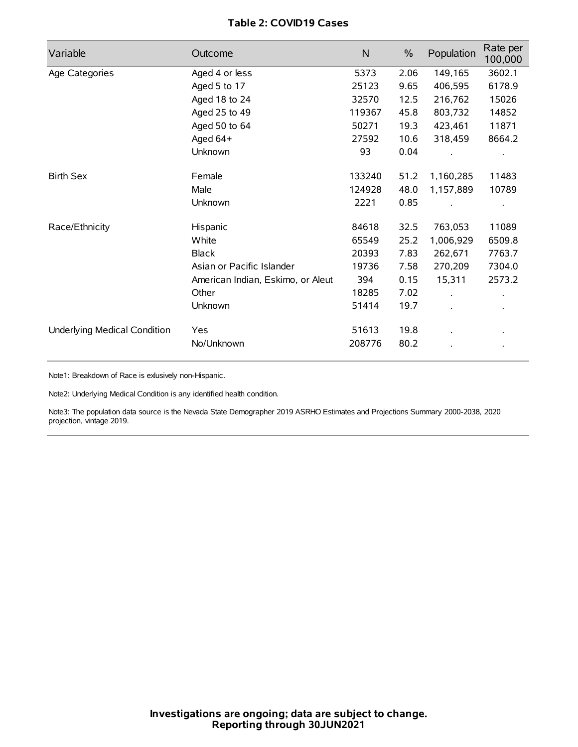**Table 2: COVID19 Cases**

| Variable | Outcome | N | % | Population | Rate per 100,000 |
|---|---|---|---|---|---|
| Age Categories | Aged 4 or less | 5373 | 2.06 | 149,165 | 3602.1 |
| | Aged 5 to 17 | 25123 | 9.65 | 406,595 | 6178.9 |
| | Aged 18 to 24 | 32570 | 12.5 | 216,762 | 15026 |
| | Aged 25 to 49 | 119367 | 45.8 | 803,732 | 14852 |
| | Aged 50 to 64 | 50271 | 19.3 | 423,461 | 11871 |
| | Aged 64+ | 27592 | 10.6 | 318,459 | 8664.2 |
| | Unknown | 93 | 0.04 | . | . |
| Birth Sex | Female | 133240 | 51.2 | 1,160,285 | 11483 |
| | Male | 124928 | 48.0 | 1,157,889 | 10789 |
| | Unknown | 2221 | 0.85 | . | . |
| Race/Ethnicity | Hispanic | 84618 | 32.5 | 763,053 | 11089 |
| | White | 65549 | 25.2 | 1,006,929 | 6509.8 |
| | Black | 20393 | 7.83 | 262,671 | 7763.7 |
| | Asian or Pacific Islander | 19736 | 7.58 | 270,209 | 7304.0 |
| | American Indian, Eskimo, or Aleut | 394 | 0.15 | 15,311 | 2573.2 |
| | Other | 18285 | 7.02 | . | . |
| | Unknown | 51414 | 19.7 | . | . |
| Underlying Medical Condition | Yes | 51613 | 19.8 | . | . |
| | No/Unknown | 208776 | 80.2 | . | . |

Note1: Breakdown of Race is exlusively non-Hispanic.

Note2: Underlying Medical Condition is any identified health condition.

Note3: The population data source is the Nevada State Demographer 2019 ASRHO Estimates and Projections Summary 2000-2038, 2020 projection, vintage 2019.

**Investigations are ongoing; data are subject to change.**
**Reporting through 30JUN2021**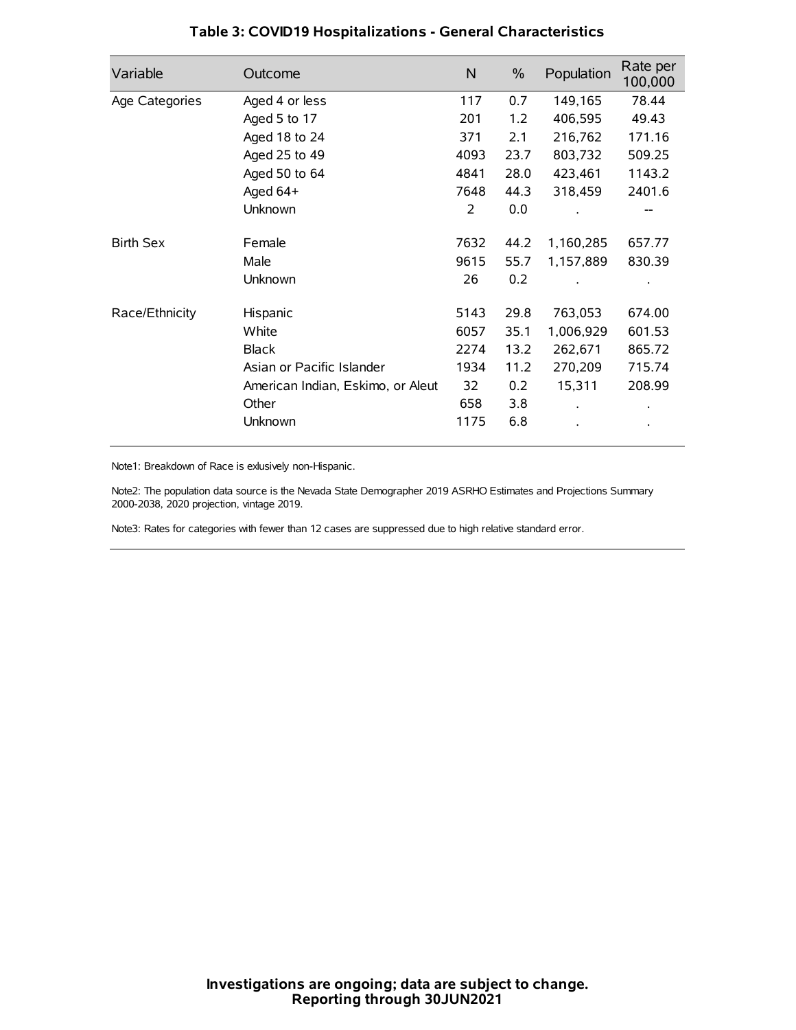# Table 3: COVID19 Hospitalizations - General Characteristics

| Variable | Outcome | N | % | Population | Rate per 100,000 |
|---|---|---|---|---|---|
| Age Categories | Aged 4 or less | 117 | 0.7 | 149,165 | 78.44 |
| | Aged 5 to 17 | 201 | 1.2 | 406,595 | 49.43 |
| | Aged 18 to 24 | 371 | 2.1 | 216,762 | 171.16 |
| | Aged 25 to 49 | 4093 | 23.7 | 803,732 | 509.25 |
| | Aged 50 to 64 | 4841 | 28.0 | 423,461 | 1143.2 |
| | Aged 64+ | 7648 | 44.3 | 318,459 | 2401.6 |
| | Unknown | 2 | 0.0 | . | -- |
| Birth Sex | Female | 7632 | 44.2 | 1,160,285 | 657.77 |
| | Male | 9615 | 55.7 | 1,157,889 | 830.39 |
| | Unknown | 26 | 0.2 | . | . |
| Race/Ethnicity | Hispanic | 5143 | 29.8 | 763,053 | 674.00 |
| | White | 6057 | 35.1 | 1,006,929 | 601.53 |
| | Black | 2274 | 13.2 | 262,671 | 865.72 |
| | Asian or Pacific Islander | 1934 | 11.2 | 270,209 | 715.74 |
| | American Indian, Eskimo, or Aleut | 32 | 0.2 | 15,311 | 208.99 |
| | Other | 658 | 3.8 | . | . |
| | Unknown | 1175 | 6.8 | . | . |

Note1: Breakdown of Race is exlusively non-Hispanic.

Note2: The population data source is the Nevada State Demographer 2019 ASRHO Estimates and Projections Summary 2000-2038, 2020 projection, vintage 2019.

Note3: Rates for categories with fewer than 12 cases are suppressed due to high relative standard error.

**Investigations are ongoing; data are subject to change.**
**Reporting through 30JUN2021**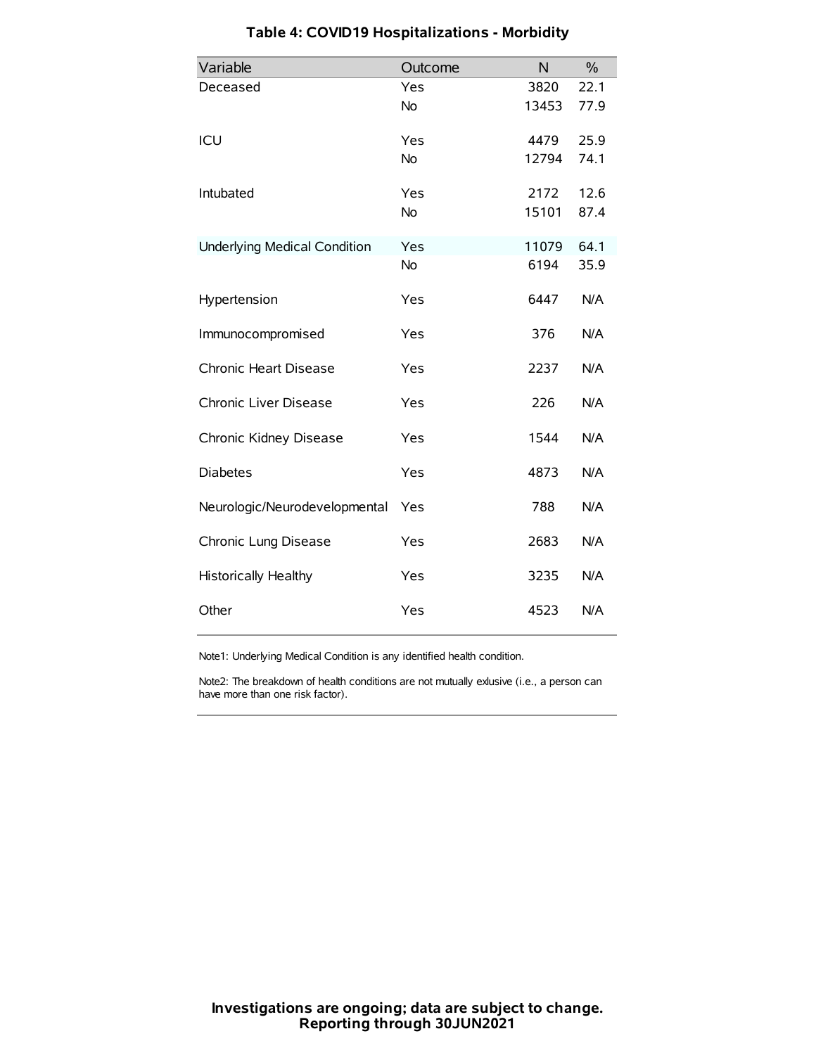# Table 4: COVID19 Hospitalizations - Morbidity

| Variable | Outcome | N | % |
|---|---|---|---|
| Deceased | Yes | 3820 | 22.1 |
| | No | 13453 | 77.9 |
| ICU | Yes | 4479 | 25.9 |
| | No | 12794 | 74.1 |
| Intubated | Yes | 2172 | 12.6 |
| | No | 15101 | 87.4 |
| Underlying Medical Condition | Yes | 11079 | 64.1 |
| | No | 6194 | 35.9 |
| Hypertension | Yes | 6447 | N/A |
| Immunocompromised | Yes | 376 | N/A |
| Chronic Heart Disease | Yes | 2237 | N/A |
| Chronic Liver Disease | Yes | 226 | N/A |
| Chronic Kidney Disease | Yes | 1544 | N/A |
| Diabetes | Yes | 4873 | N/A |
| Neurologic/Neurodevelopmental | Yes | 788 | N/A |
| Chronic Lung Disease | Yes | 2683 | N/A |
| Historically Healthy | Yes | 3235 | N/A |
| Other | Yes | 4523 | N/A |

Note1: Underlying Medical Condition is any identified health condition.

Note2: The breakdown of health conditions are not mutually exlusive (i.e., a person can have more than one risk factor).

**Investigations are ongoing; data are subject to change.**
**Reporting through 30JUN2021**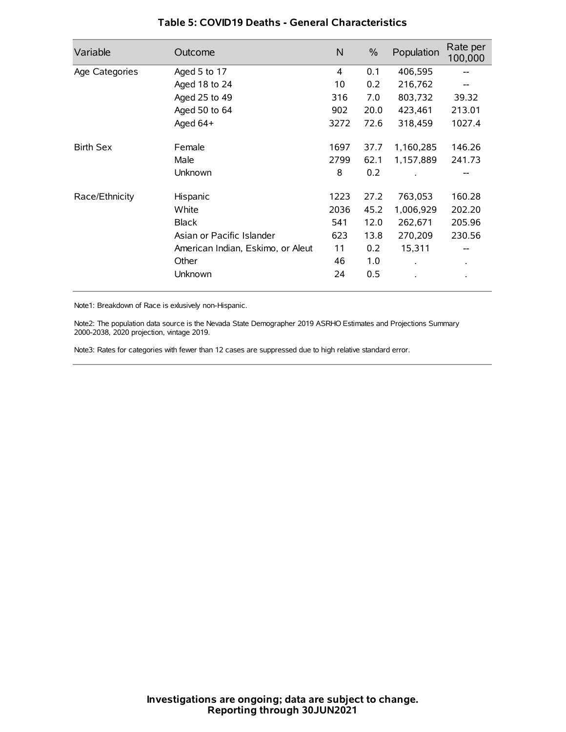# Table 5: COVID19 Deaths - General Characteristics

| Variable | Outcome | N | % | Population | Rate per 100,000 |
|---|---|---|---|---|---|
| Age Categories | Aged 5 to 17 | 4 | 0.1 | 406,595 | -- |
| | Aged 18 to 24 | 10 | 0.2 | 216,762 | -- |
| | Aged 25 to 49 | 316 | 7.0 | 803,732 | 39.32 |
| | Aged 50 to 64 | 902 | 20.0 | 423,461 | 213.01 |
| | Aged 64+ | 3272 | 72.6 | 318,459 | 1027.4 |
| Birth Sex | Female | 1697 | 37.7 | 1,160,285 | 146.26 |
| | Male | 2799 | 62.1 | 1,157,889 | 241.73 |
| | Unknown | 8 | 0.2 | . | -- |
| Race/Ethnicity | Hispanic | 1223 | 27.2 | 763,053 | 160.28 |
| | White | 2036 | 45.2 | 1,006,929 | 202.20 |
| | Black | 541 | 12.0 | 262,671 | 205.96 |
| | Asian or Pacific Islander | 623 | 13.8 | 270,209 | 230.56 |
| | American Indian, Eskimo, or Aleut | 11 | 0.2 | 15,311 | -- |
| | Other | 46 | 1.0 | . | . |
| | Unknown | 24 | 0.5 | . | . |

Note1: Breakdown of Race is exlusively non-Hispanic.

Note2: The population data source is the Nevada State Demographer 2019 ASRHO Estimates and Projections Summary 2000-2038, 2020 projection, vintage 2019.

Note3: Rates for categories with fewer than 12 cases are suppressed due to high relative standard error.

**Investigations are ongoing; data are subject to change.**
**Reporting through 30JUN2021**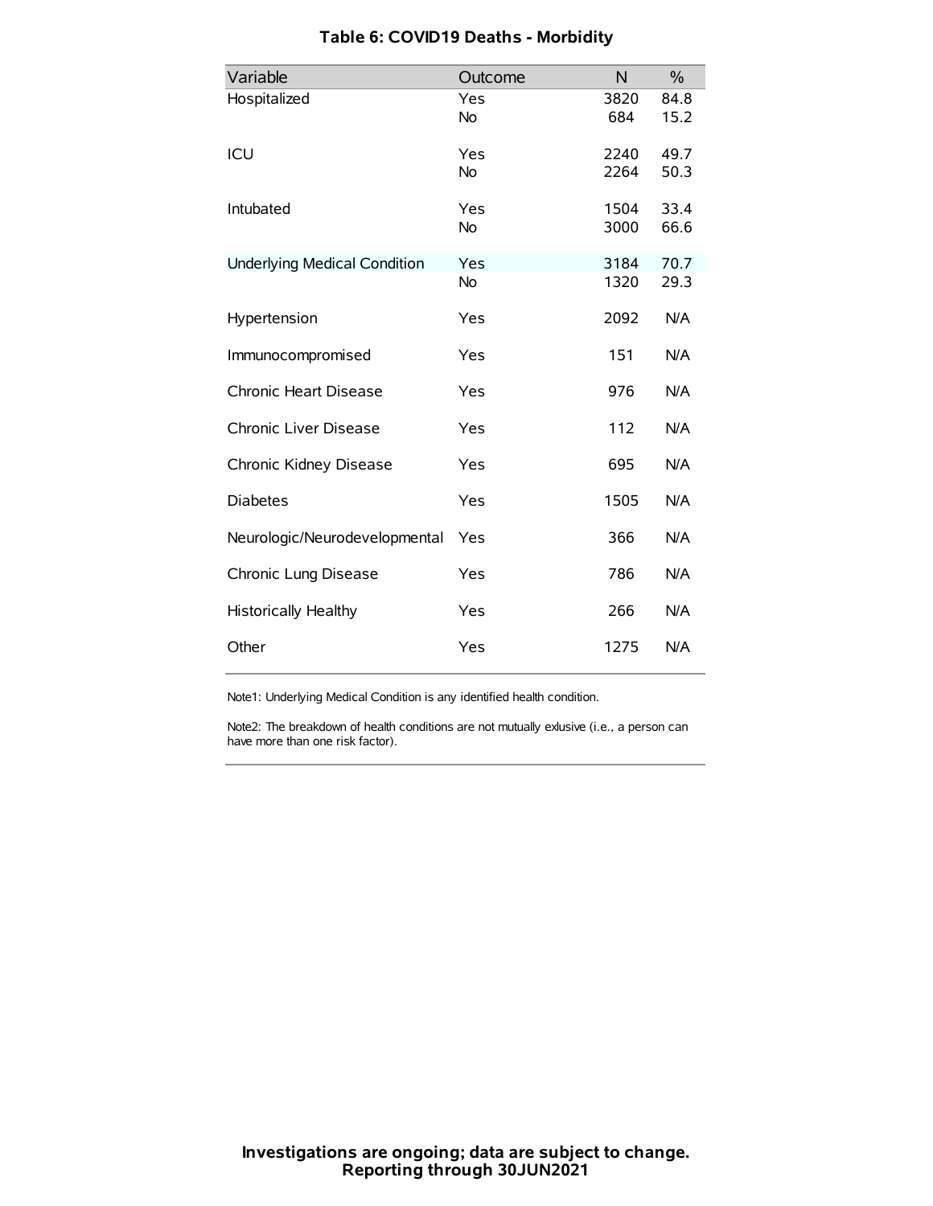# Table 6: COVID19 Deaths - Morbidity

| Variable | Outcome | N | % |
|---|---|---|---|
| Hospitalized | Yes | 3820 | 84.8 |
| | No | 684 | 15.2 |
| ICU | Yes | 2240 | 49.7 |
| | No | 2264 | 50.3 |
| Intubated | Yes | 1504 | 33.4 |
| | No | 3000 | 66.6 |
| Underlying Medical Condition | Yes | 3184 | 70.7 |
| | No | 1320 | 29.3 |
| Hypertension | Yes | 2092 | N/A |
| Immunocompromised | Yes | 151 | N/A |
| Chronic Heart Disease | Yes | 976 | N/A |
| Chronic Liver Disease | Yes | 112 | N/A |
| Chronic Kidney Disease | Yes | 695 | N/A |
| Diabetes | Yes | 1505 | N/A |
| Neurologic/Neurodevelopmental | Yes | 366 | N/A |
| Chronic Lung Disease | Yes | 786 | N/A |
| Historically Healthy | Yes | 266 | N/A |
| Other | Yes | 1275 | N/A |

Note1: Underlying Medical Condition is any identified health condition.

Note2: The breakdown of health conditions are not mutually exlusive (i.e., a person can have more than one risk factor).

**Investigations are ongoing; data are subject to change.**
**Reporting through 30JUN2021**